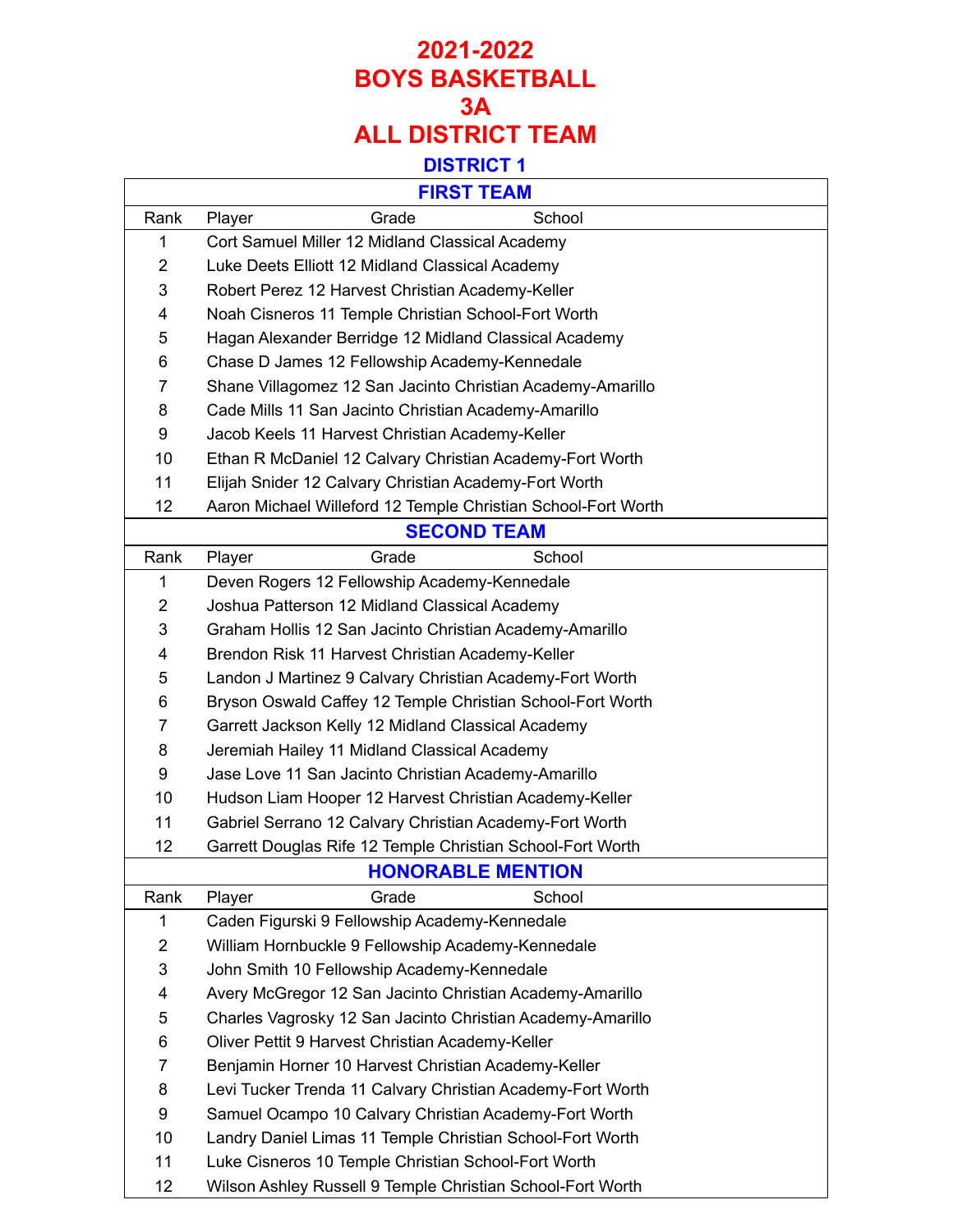# 2021-2022
# BOYS BASKETBALL
# 3A
# ALL DISTRICT TEAM

## DISTRICT 1

### FIRST TEAM

| Rank | Player | Grade | School |
|---|---|---|---|
| 1 | Cort Samuel Miller | 12 | Midland Classical Academy |
| 2 | Luke Deets Elliott | 12 | Midland Classical Academy |
| 3 | Robert Perez | 12 | Harvest Christian Academy-Keller |
| 4 | Noah Cisneros | 11 | Temple Christian School-Fort Worth |
| 5 | Hagan Alexander Berridge | 12 | Midland Classical Academy |
| 6 | Chase D James | 12 | Fellowship Academy-Kennedale |
| 7 | Shane Villagomez | 12 | San Jacinto Christian Academy-Amarillo |
| 8 | Cade Mills | 11 | San Jacinto Christian Academy-Amarillo |
| 9 | Jacob Keels | 11 | Harvest Christian Academy-Keller |
| 10 | Ethan R McDaniel | 12 | Calvary Christian Academy-Fort Worth |
| 11 | Elijah Snider | 12 | Calvary Christian Academy-Fort Worth |
| 12 | Aaron Michael Willeford | 12 | Temple Christian School-Fort Worth |

### SECOND TEAM

| Rank | Player | Grade | School |
|---|---|---|---|
| 1 | Deven Rogers | 12 | Fellowship Academy-Kennedale |
| 2 | Joshua Patterson | 12 | Midland Classical Academy |
| 3 | Graham Hollis | 12 | San Jacinto Christian Academy-Amarillo |
| 4 | Brendon Risk | 11 | Harvest Christian Academy-Keller |
| 5 | Landon J Martinez | 9 | Calvary Christian Academy-Fort Worth |
| 6 | Bryson Oswald Caffey | 12 | Temple Christian School-Fort Worth |
| 7 | Garrett Jackson Kelly | 12 | Midland Classical Academy |
| 8 | Jeremiah Hailey | 11 | Midland Classical Academy |
| 9 | Jase Love | 11 | San Jacinto Christian Academy-Amarillo |
| 10 | Hudson Liam Hooper | 12 | Harvest Christian Academy-Keller |
| 11 | Gabriel Serrano | 12 | Calvary Christian Academy-Fort Worth |
| 12 | Garrett Douglas Rife | 12 | Temple Christian School-Fort Worth |

### HONORABLE MENTION

| Rank | Player | Grade | School |
|---|---|---|---|
| 1 | Caden Figurski | 9 | Fellowship Academy-Kennedale |
| 2 | William Hornbuckle | 9 | Fellowship Academy-Kennedale |
| 3 | John Smith | 10 | Fellowship Academy-Kennedale |
| 4 | Avery McGregor | 12 | San Jacinto Christian Academy-Amarillo |
| 5 | Charles Vagrosky | 12 | San Jacinto Christian Academy-Amarillo |
| 6 | Oliver Pettit | 9 | Harvest Christian Academy-Keller |
| 7 | Benjamin Horner | 10 | Harvest Christian Academy-Keller |
| 8 | Levi Tucker Trenda | 11 | Calvary Christian Academy-Fort Worth |
| 9 | Samuel Ocampo | 10 | Calvary Christian Academy-Fort Worth |
| 10 | Landry Daniel Limas | 11 | Temple Christian School-Fort Worth |
| 11 | Luke Cisneros | 10 | Temple Christian School-Fort Worth |
| 12 | Wilson Ashley Russell | 9 | Temple Christian School-Fort Worth |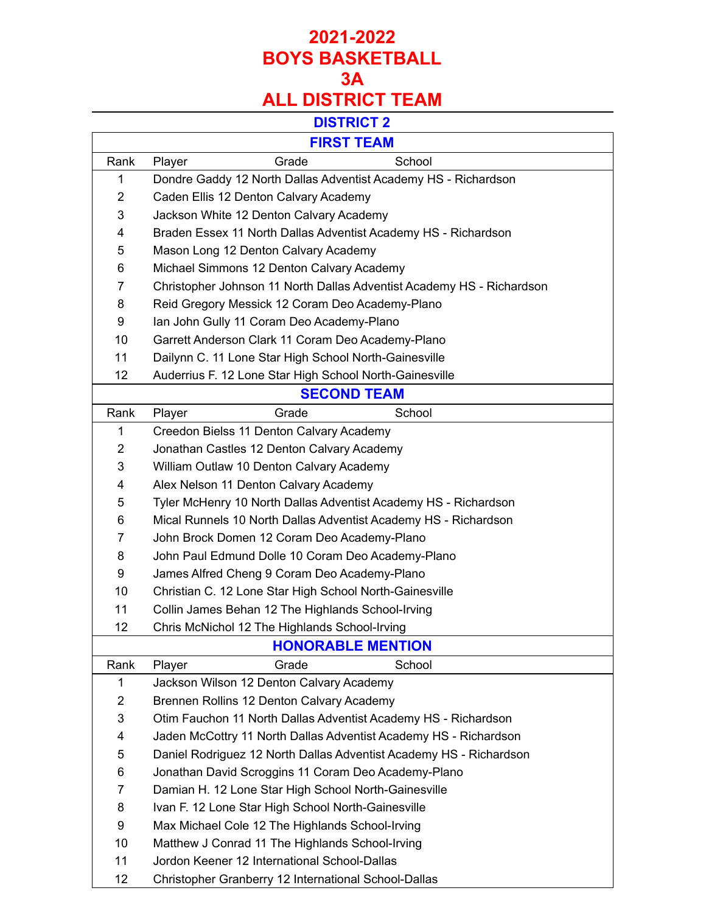# 2021-2022
# BOYS BASKETBALL
# 3A
# ALL DISTRICT TEAM

## DISTRICT 2

### FIRST TEAM

| Rank | Player Grade School |
|---|---|
| 1 | Dondre Gaddy 12 North Dallas Adventist Academy HS - Richardson |
| 2 | Caden Ellis 12 Denton Calvary Academy |
| 3 | Jackson White 12 Denton Calvary Academy |
| 4 | Braden Essex 11 North Dallas Adventist Academy HS - Richardson |
| 5 | Mason Long 12 Denton Calvary Academy |
| 6 | Michael Simmons 12 Denton Calvary Academy |
| 7 | Christopher Johnson 11 North Dallas Adventist Academy HS - Richardson |
| 8 | Reid Gregory Messick 12 Coram Deo Academy-Plano |
| 9 | Ian John Gully 11 Coram Deo Academy-Plano |
| 10 | Garrett Anderson Clark 11 Coram Deo Academy-Plano |
| 11 | Dailynn C. 11 Lone Star High School North-Gainesville |
| 12 | Auderrius F. 12 Lone Star High School North-Gainesville |

### SECOND TEAM

| Rank | Player Grade School |
|---|---|
| 1 | Creedon Bielss 11 Denton Calvary Academy |
| 2 | Jonathan Castles 12 Denton Calvary Academy |
| 3 | William Outlaw 10 Denton Calvary Academy |
| 4 | Alex Nelson 11 Denton Calvary Academy |
| 5 | Tyler McHenry 10 North Dallas Adventist Academy HS - Richardson |
| 6 | Mical Runnels 10 North Dallas Adventist Academy HS - Richardson |
| 7 | John Brock Domen 12 Coram Deo Academy-Plano |
| 8 | John Paul Edmund Dolle 10 Coram Deo Academy-Plano |
| 9 | James Alfred Cheng 9 Coram Deo Academy-Plano |
| 10 | Christian C. 12 Lone Star High School North-Gainesville |
| 11 | Collin James Behan 12 The Highlands School-Irving |
| 12 | Chris McNichol 12 The Highlands School-Irving |

### HONORABLE MENTION

| Rank | Player Grade School |
|---|---|
| 1 | Jackson Wilson 12 Denton Calvary Academy |
| 2 | Brennen Rollins 12 Denton Calvary Academy |
| 3 | Otim Fauchon 11 North Dallas Adventist Academy HS - Richardson |
| 4 | Jaden McCottry 11 North Dallas Adventist Academy HS - Richardson |
| 5 | Daniel Rodriguez 12 North Dallas Adventist Academy HS - Richardson |
| 6 | Jonathan David Scroggins 11 Coram Deo Academy-Plano |
| 7 | Damian H. 12 Lone Star High School North-Gainesville |
| 8 | Ivan F. 12 Lone Star High School North-Gainesville |
| 9 | Max Michael Cole 12 The Highlands School-Irving |
| 10 | Matthew J Conrad 11 The Highlands School-Irving |
| 11 | Jordon Keener 12 International School-Dallas |
| 12 | Christopher Granberry 12 International School-Dallas |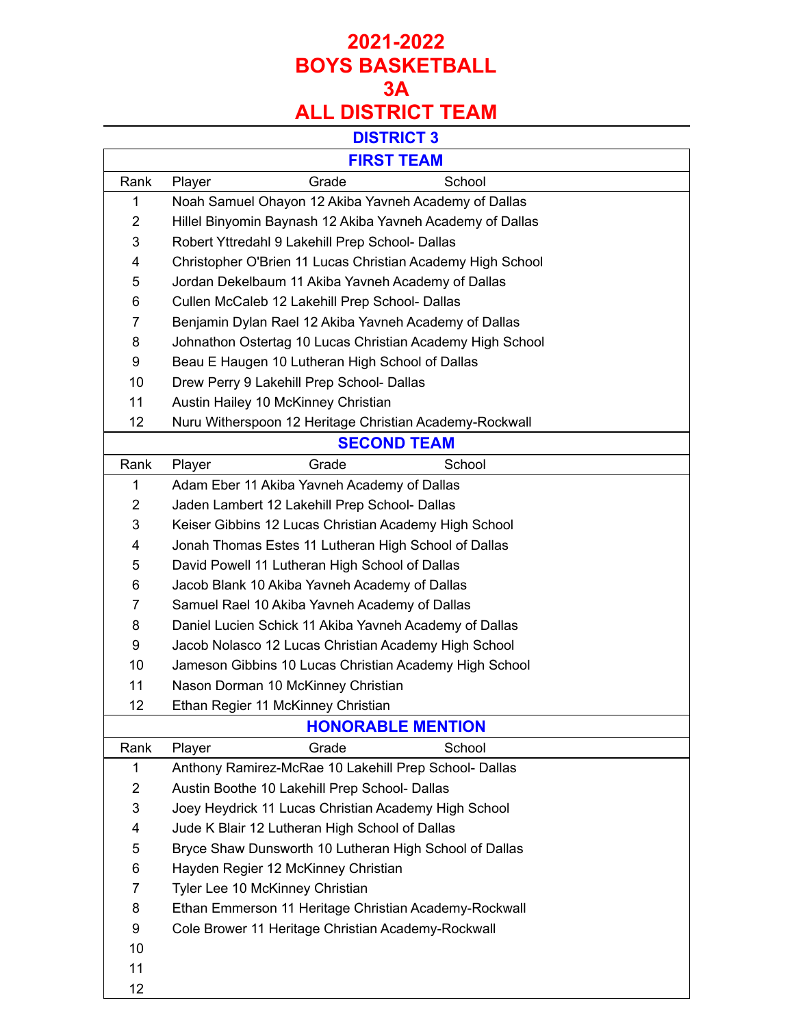# 2021-2022
# BOYS BASKETBALL
# 3A
# ALL DISTRICT TEAM

## DISTRICT 3

### FIRST TEAM

| Rank | Player | Grade | School |
|---|---|---|---|
| 1 | Noah Samuel Ohayon | 12 | Akiba Yavneh Academy of Dallas |
| 2 | Hillel Binyomin Baynash | 12 | Akiba Yavneh Academy of Dallas |
| 3 | Robert Yttredahl | 9 | Lakehill Prep School- Dallas |
| 4 | Christopher O'Brien | 11 | Lucas Christian Academy High School |
| 5 | Jordan Dekelbaum | 11 | Akiba Yavneh Academy of Dallas |
| 6 | Cullen McCaleb | 12 | Lakehill Prep School- Dallas |
| 7 | Benjamin Dylan Rael | 12 | Akiba Yavneh Academy of Dallas |
| 8 | Johnathon Ostertag | 10 | Lucas Christian Academy High School |
| 9 | Beau E Haugen | 10 | Lutheran High School of Dallas |
| 10 | Drew Perry | 9 | Lakehill Prep School- Dallas |
| 11 | Austin Hailey | 10 | McKinney Christian |
| 12 | Nuru Witherspoon | 12 | Heritage Christian Academy-Rockwall |

### SECOND TEAM

| Rank | Player | Grade | School |
|---|---|---|---|
| 1 | Adam Eber | 11 | Akiba Yavneh Academy of Dallas |
| 2 | Jaden Lambert | 12 | Lakehill Prep School- Dallas |
| 3 | Keiser Gibbins | 12 | Lucas Christian Academy High School |
| 4 | Jonah Thomas Estes | 11 | Lutheran High School of Dallas |
| 5 | David Powell | 11 | Lutheran High School of Dallas |
| 6 | Jacob Blank | 10 | Akiba Yavneh Academy of Dallas |
| 7 | Samuel Rael | 10 | Akiba Yavneh Academy of Dallas |
| 8 | Daniel Lucien Schick | 11 | Akiba Yavneh Academy of Dallas |
| 9 | Jacob Nolasco | 12 | Lucas Christian Academy High School |
| 10 | Jameson Gibbins | 10 | Lucas Christian Academy High School |
| 11 | Nason Dorman | 10 | McKinney Christian |
| 12 | Ethan Regier | 11 | McKinney Christian |

### HONORABLE MENTION

| Rank | Player | Grade | School |
|---|---|---|---|
| 1 | Anthony Ramirez-McRae | 10 | Lakehill Prep School- Dallas |
| 2 | Austin Boothe | 10 | Lakehill Prep School- Dallas |
| 3 | Joey Heydrick | 11 | Lucas Christian Academy High School |
| 4 | Jude K Blair | 12 | Lutheran High School of Dallas |
| 5 | Bryce Shaw Dunsworth | 10 | Lutheran High School of Dallas |
| 6 | Hayden Regier | 12 | McKinney Christian |
| 7 | Tyler Lee | 10 | McKinney Christian |
| 8 | Ethan Emmerson | 11 | Heritage Christian Academy-Rockwall |
| 9 | Cole Brower | 11 | Heritage Christian Academy-Rockwall |
| 10 | | | |
| 11 | | | |
| 12 | | | |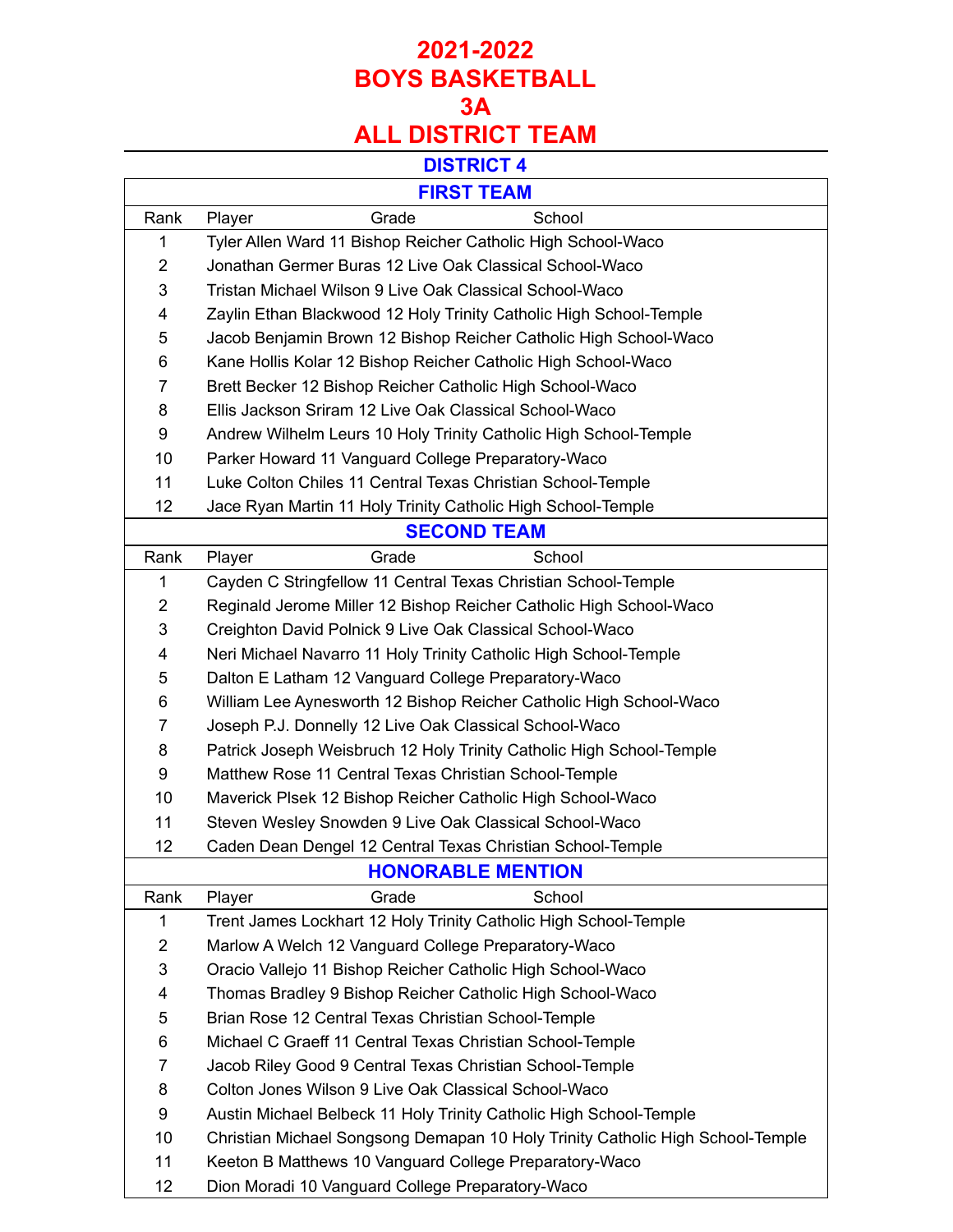# 2021-2022
# BOYS BASKETBALL
# 3A
# ALL DISTRICT TEAM

## DISTRICT 4

### FIRST TEAM

| Rank | Player | Grade | School |
|---|---|---|---|
| 1 | Tyler Allen Ward | 11 | Bishop Reicher Catholic High School-Waco |
| 2 | Jonathan Germer Buras | 12 | Live Oak Classical School-Waco |
| 3 | Tristan Michael Wilson | 9 | Live Oak Classical School-Waco |
| 4 | Zaylin Ethan Blackwood | 12 | Holy Trinity Catholic High School-Temple |
| 5 | Jacob Benjamin Brown | 12 | Bishop Reicher Catholic High School-Waco |
| 6 | Kane Hollis Kolar | 12 | Bishop Reicher Catholic High School-Waco |
| 7 | Brett Becker | 12 | Bishop Reicher Catholic High School-Waco |
| 8 | Ellis Jackson Sriram | 12 | Live Oak Classical School-Waco |
| 9 | Andrew Wilhelm Leurs | 10 | Holy Trinity Catholic High School-Temple |
| 10 | Parker Howard | 11 | Vanguard College Preparatory-Waco |
| 11 | Luke Colton Chiles | 11 | Central Texas Christian School-Temple |
| 12 | Jace Ryan Martin | 11 | Holy Trinity Catholic High School-Temple |

### SECOND TEAM

| Rank | Player | Grade | School |
|---|---|---|---|
| 1 | Cayden C Stringfellow | 11 | Central Texas Christian School-Temple |
| 2 | Reginald Jerome Miller | 12 | Bishop Reicher Catholic High School-Waco |
| 3 | Creighton David Polnick | 9 | Live Oak Classical School-Waco |
| 4 | Neri Michael Navarro | 11 | Holy Trinity Catholic High School-Temple |
| 5 | Dalton E Latham | 12 | Vanguard College Preparatory-Waco |
| 6 | William Lee Aynesworth | 12 | Bishop Reicher Catholic High School-Waco |
| 7 | Joseph P.J. Donnelly | 12 | Live Oak Classical School-Waco |
| 8 | Patrick Joseph Weisbruch | 12 | Holy Trinity Catholic High School-Temple |
| 9 | Matthew Rose | 11 | Central Texas Christian School-Temple |
| 10 | Maverick Plsek | 12 | Bishop Reicher Catholic High School-Waco |
| 11 | Steven Wesley Snowden | 9 | Live Oak Classical School-Waco |
| 12 | Caden Dean Dengel | 12 | Central Texas Christian School-Temple |

### HONORABLE MENTION

| Rank | Player | Grade | School |
|---|---|---|---|
| 1 | Trent James Lockhart | 12 | Holy Trinity Catholic High School-Temple |
| 2 | Marlow A Welch | 12 | Vanguard College Preparatory-Waco |
| 3 | Oracio Vallejo | 11 | Bishop Reicher Catholic High School-Waco |
| 4 | Thomas Bradley | 9 | Bishop Reicher Catholic High School-Waco |
| 5 | Brian Rose | 12 | Central Texas Christian School-Temple |
| 6 | Michael C Graeff | 11 | Central Texas Christian School-Temple |
| 7 | Jacob Riley Good | 9 | Central Texas Christian School-Temple |
| 8 | Colton Jones Wilson | 9 | Live Oak Classical School-Waco |
| 9 | Austin Michael Belbeck | 11 | Holy Trinity Catholic High School-Temple |
| 10 | Christian Michael Songsong Demapan | 10 | Holy Trinity Catholic High School-Temple |
| 11 | Keeton B Matthews | 10 | Vanguard College Preparatory-Waco |
| 12 | Dion Moradi | 10 | Vanguard College Preparatory-Waco |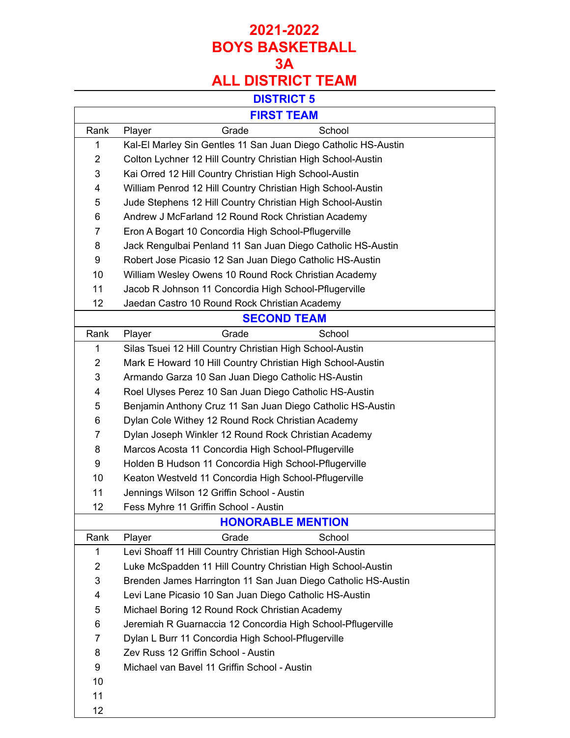# 2021-2022
# BOYS BASKETBALL
# 3A
# ALL DISTRICT TEAM

## DISTRICT 5

### FIRST TEAM

| Rank | Player | Grade | School |
|---|---|---|---|
| 1 | Kal-El Marley Sin Gentles | 11 | San Juan Diego Catholic HS-Austin |
| 2 | Colton Lychner | 12 | Hill Country Christian High School-Austin |
| 3 | Kai Orred | 12 | Hill Country Christian High School-Austin |
| 4 | William Penrod | 12 | Hill Country Christian High School-Austin |
| 5 | Jude Stephens | 12 | Hill Country Christian High School-Austin |
| 6 | Andrew J McFarland | 12 | Round Rock Christian Academy |
| 7 | Eron A Bogart | 10 | Concordia High School-Pflugerville |
| 8 | Jack Rengulbai Penland | 11 | San Juan Diego Catholic HS-Austin |
| 9 | Robert Jose Picasio | 12 | San Juan Diego Catholic HS-Austin |
| 10 | William Wesley Owens | 10 | Round Rock Christian Academy |
| 11 | Jacob R Johnson | 11 | Concordia High School-Pflugerville |
| 12 | Jaedan Castro | 10 | Round Rock Christian Academy |

### SECOND TEAM

| Rank | Player | Grade | School |
|---|---|---|---|
| 1 | Silas Tsuei | 12 | Hill Country Christian High School-Austin |
| 2 | Mark E Howard | 10 | Hill Country Christian High School-Austin |
| 3 | Armando Garza | 10 | San Juan Diego Catholic HS-Austin |
| 4 | Roel Ulyses Perez | 10 | San Juan Diego Catholic HS-Austin |
| 5 | Benjamin Anthony Cruz | 11 | San Juan Diego Catholic HS-Austin |
| 6 | Dylan Cole Withey | 12 | Round Rock Christian Academy |
| 7 | Dylan Joseph Winkler | 12 | Round Rock Christian Academy |
| 8 | Marcos Acosta | 11 | Concordia High School-Pflugerville |
| 9 | Holden B Hudson | 11 | Concordia High School-Pflugerville |
| 10 | Keaton Westveld | 11 | Concordia High School-Pflugerville |
| 11 | Jennings Wilson | 12 | Griffin School - Austin |
| 12 | Fess Myhre | 11 | Griffin School - Austin |

### HONORABLE MENTION

| Rank | Player | Grade | School |
|---|---|---|---|
| 1 | Levi Shoaff | 11 | Hill Country Christian High School-Austin |
| 2 | Luke McSpadden | 11 | Hill Country Christian High School-Austin |
| 3 | Brenden James Harrington | 11 | San Juan Diego Catholic HS-Austin |
| 4 | Levi Lane Picasio | 10 | San Juan Diego Catholic HS-Austin |
| 5 | Michael Boring | 12 | Round Rock Christian Academy |
| 6 | Jeremiah R Guarnaccia | 12 | Concordia High School-Pflugerville |
| 7 | Dylan L Burr | 11 | Concordia High School-Pflugerville |
| 8 | Zev Russ | 12 | Griffin School - Austin |
| 9 | Michael van Bavel | 11 | Griffin School - Austin |
| 10 | | | |
| 11 | | | |
| 12 | | | |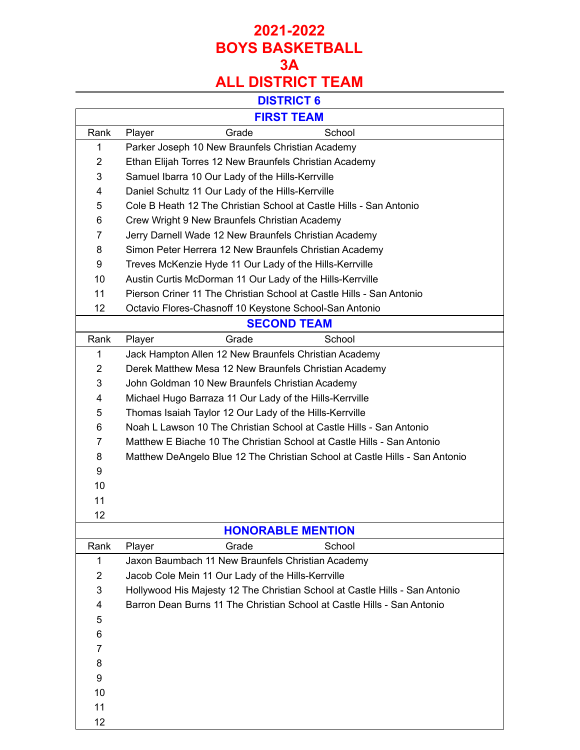# 2021-2022
# BOYS BASKETBALL
# 3A
# ALL DISTRICT TEAM

## DISTRICT 6

### FIRST TEAM

| Rank | Player Grade School |
|---|---|
| 1 | Parker Joseph 10 New Braunfels Christian Academy |
| 2 | Ethan Elijah Torres 12 New Braunfels Christian Academy |
| 3 | Samuel Ibarra 10 Our Lady of the Hills-Kerrville |
| 4 | Daniel Schultz 11 Our Lady of the Hills-Kerrville |
| 5 | Cole B Heath 12 The Christian School at Castle Hills - San Antonio |
| 6 | Crew Wright 9 New Braunfels Christian Academy |
| 7 | Jerry Darnell Wade 12 New Braunfels Christian Academy |
| 8 | Simon Peter Herrera 12 New Braunfels Christian Academy |
| 9 | Treves McKenzie Hyde 11 Our Lady of the Hills-Kerrville |
| 10 | Austin Curtis McDorman 11 Our Lady of the Hills-Kerrville |
| 11 | Pierson Criner 11 The Christian School at Castle Hills - San Antonio |
| 12 | Octavio Flores-Chasnoff 10 Keystone School-San Antonio |

### SECOND TEAM

| Rank | Player Grade School |
|---|---|
| 1 | Jack Hampton Allen 12 New Braunfels Christian Academy |
| 2 | Derek Matthew Mesa 12 New Braunfels Christian Academy |
| 3 | John Goldman 10 New Braunfels Christian Academy |
| 4 | Michael Hugo Barraza 11 Our Lady of the Hills-Kerrville |
| 5 | Thomas Isaiah Taylor 12 Our Lady of the Hills-Kerrville |
| 6 | Noah L Lawson 10 The Christian School at Castle Hills - San Antonio |
| 7 | Matthew E Biache 10 The Christian School at Castle Hills - San Antonio |
| 8 | Matthew DeAngelo Blue 12 The Christian School at Castle Hills - San Antonio |
| 9 | |
| 10 | |
| 11 | |
| 12 | |

### HONORABLE MENTION

| Rank | Player Grade School |
|---|---|
| 1 | Jaxon Baumbach 11 New Braunfels Christian Academy |
| 2 | Jacob Cole Mein 11 Our Lady of the Hills-Kerrville |
| 3 | Hollywood His Majesty 12 The Christian School at Castle Hills - San Antonio |
| 4 | Barron Dean Burns 11 The Christian School at Castle Hills - San Antonio |
| 5 | |
| 6 | |
| 7 | |
| 8 | |
| 9 | |
| 10 | |
| 11 | |
| 12 | |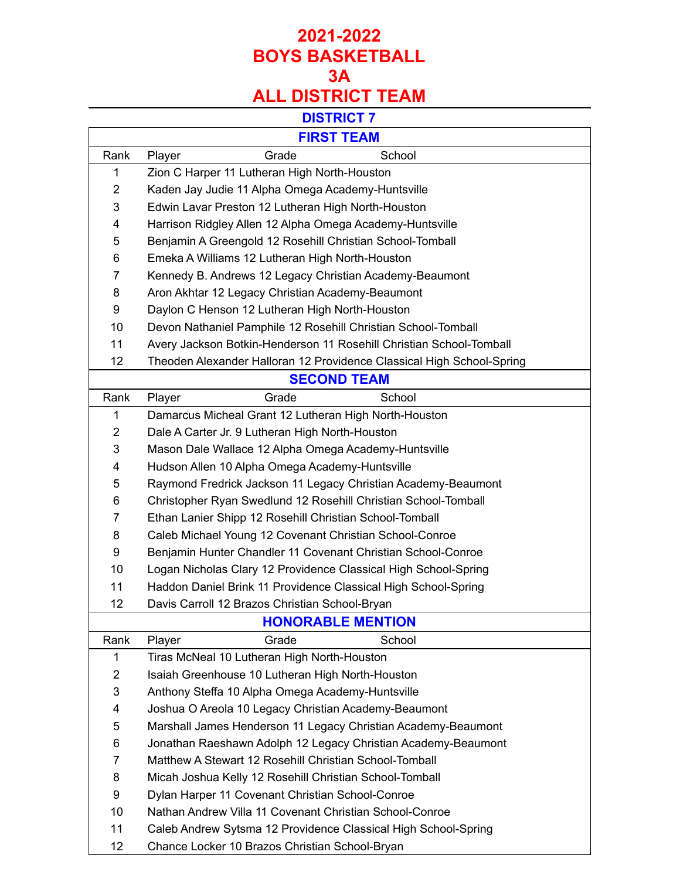# 2021-2022
# BOYS BASKETBALL
# 3A
# ALL DISTRICT TEAM

## DISTRICT 7

### FIRST TEAM

| Rank | Player Grade School |
|---|---|
| 1 | Zion C Harper 11 Lutheran High North-Houston |
| 2 | Kaden Jay Judie 11 Alpha Omega Academy-Huntsville |
| 3 | Edwin Lavar Preston 12 Lutheran High North-Houston |
| 4 | Harrison Ridgley Allen 12 Alpha Omega Academy-Huntsville |
| 5 | Benjamin A Greengold 12 Rosehill Christian School-Tomball |
| 6 | Emeka A Williams 12 Lutheran High North-Houston |
| 7 | Kennedy B. Andrews 12 Legacy Christian Academy-Beaumont |
| 8 | Aron Akhtar 12 Legacy Christian Academy-Beaumont |
| 9 | Daylon C Henson 12 Lutheran High North-Houston |
| 10 | Devon Nathaniel Pamphile 12 Rosehill Christian School-Tomball |
| 11 | Avery Jackson Botkin-Henderson 11 Rosehill Christian School-Tomball |
| 12 | Theoden Alexander Halloran 12 Providence Classical High School-Spring |

### SECOND TEAM

| Rank | Player Grade School |
|---|---|
| 1 | Damarcus Micheal Grant 12 Lutheran High North-Houston |
| 2 | Dale A Carter Jr. 9 Lutheran High North-Houston |
| 3 | Mason Dale Wallace 12 Alpha Omega Academy-Huntsville |
| 4 | Hudson Allen 10 Alpha Omega Academy-Huntsville |
| 5 | Raymond Fredrick Jackson 11 Legacy Christian Academy-Beaumont |
| 6 | Christopher Ryan Swedlund 12 Rosehill Christian School-Tomball |
| 7 | Ethan Lanier Shipp 12 Rosehill Christian School-Tomball |
| 8 | Caleb Michael Young 12 Covenant Christian School-Conroe |
| 9 | Benjamin Hunter Chandler 11 Covenant Christian School-Conroe |
| 10 | Logan Nicholas Clary 12 Providence Classical High School-Spring |
| 11 | Haddon Daniel Brink 11 Providence Classical High School-Spring |
| 12 | Davis Carroll 12 Brazos Christian School-Bryan |

### HONORABLE MENTION

| Rank | Player Grade School |
|---|---|
| 1 | Tiras McNeal 10 Lutheran High North-Houston |
| 2 | Isaiah Greenhouse 10 Lutheran High North-Houston |
| 3 | Anthony Steffa 10 Alpha Omega Academy-Huntsville |
| 4 | Joshua O Areola 10 Legacy Christian Academy-Beaumont |
| 5 | Marshall James Henderson 11 Legacy Christian Academy-Beaumont |
| 6 | Jonathan Raeshawn Adolph 12 Legacy Christian Academy-Beaumont |
| 7 | Matthew A Stewart 12 Rosehill Christian School-Tomball |
| 8 | Micah Joshua Kelly 12 Rosehill Christian School-Tomball |
| 9 | Dylan Harper 11 Covenant Christian School-Conroe |
| 10 | Nathan Andrew Villa 11 Covenant Christian School-Conroe |
| 11 | Caleb Andrew Sytsma 12 Providence Classical High School-Spring |
| 12 | Chance Locker 10 Brazos Christian School-Bryan |